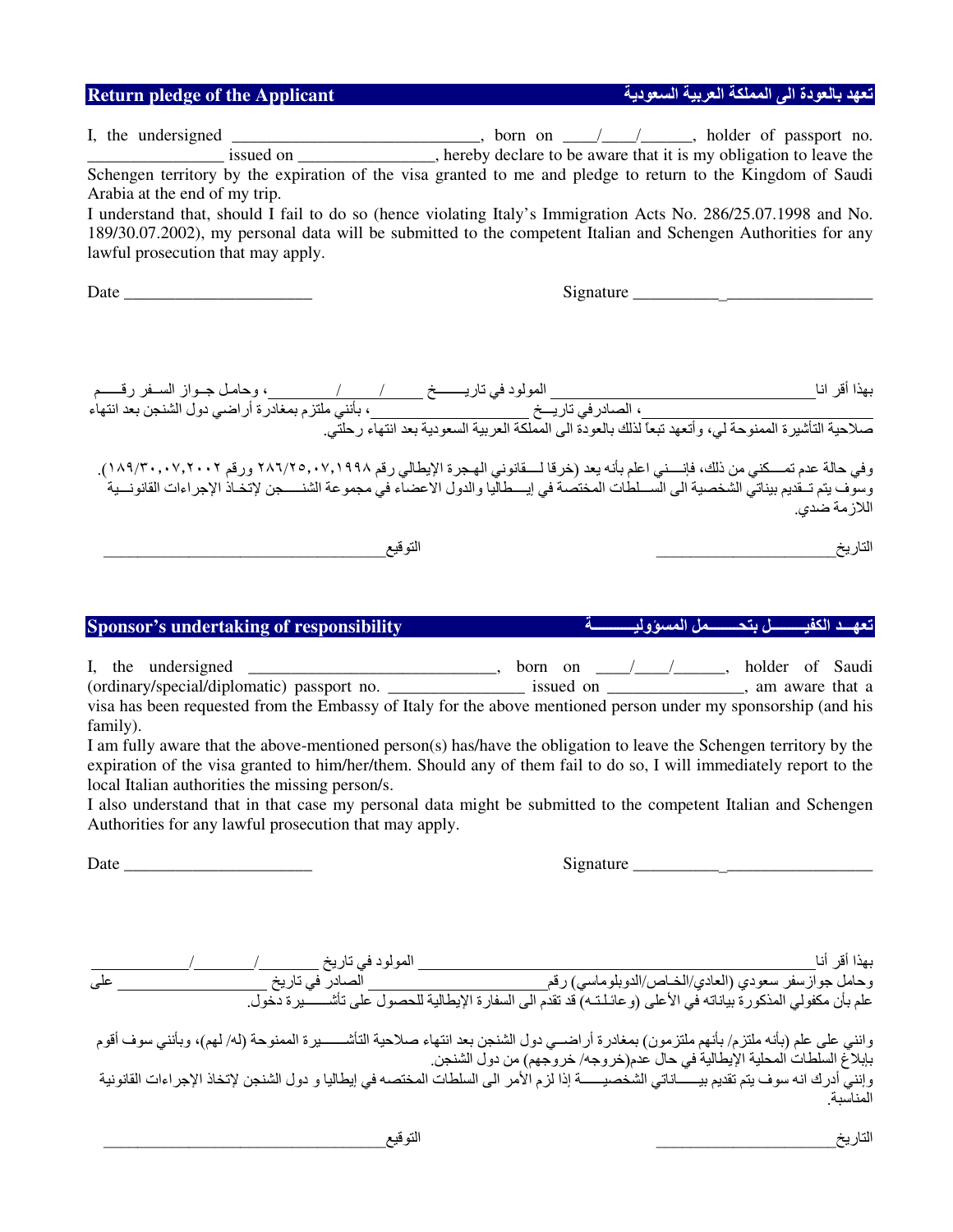## Return pledge of the Applicant — تعهد بالعودة الى المملكة العربية السعودية

I, the undersigned ______________________________, born on ____/____/______, holder of passport no. ________________ issued on ________________, hereby declare to be aware that it is my obligation to leave the Schengen territory by the expiration of the visa granted to me and pledge to return to the Kingdom of Saudi Arabia at the end of my trip.

I understand that, should I fail to do so (hence violating Italy's Immigration Acts No. 286/25.07.1998 and No. 189/30.07.2002), my personal data will be submitted to the competent Italian and Schengen Authorities for any lawful prosecution that may apply.

Date ______________________ Signature __________________________

بهذا أقر انا______________________________ المولود في تاريـــــخ _____/____/________ ، وحامل جـواز السـفر رقـــــم ____________________ ، الصادر في تاريـــخ ________________ ، بأنني ملتزم بمغادرة أراضي دول الشنجن بعد انتهاء صلاحية التأشيرة الممنوحة لي، وأتعهد تبعاً لذلك بالعودة الى المملكة العربية السعودية بعد انتهاء رحلتي.

وفي حالة عدم تمـــكني من ذلك، فإنـــني اعلم بأنه يعد (خرقا لـــقانوني الهجرة الإيطالي رقم ٢٨٦/٢٥,٠٧,١٩٩٨ ورقم ١٨٩/٣٠,٠٧,٢٠٠٢). وسوف يتم تـقديم بياناتي الشخصية الى السـلطات المختصة في إيـــطاليا والدول الاعضاء في مجموعة الشنـــجن لإتخـاذ الإجراءات القانونـية اللازمة ضدي.

التاريخ______________________ التوقيع__________________________________

## Sponsor's undertaking of responsibility — تعهـد الكفيـــــل بتحـــــمل المسؤوليــــــة

I, the undersigned ______________________________, born on ____/____/______, holder of Saudi (ordinary/special/diplomatic) passport no. ________________ issued on ________________, am aware that a visa has been requested from the Embassy of Italy for the above mentioned person under my sponsorship (and his family).

I am fully aware that the above-mentioned person(s) has/have the obligation to leave the Schengen territory by the expiration of the visa granted to him/her/them. Should any of them fail to do so, I will immediately report to the local Italian authorities the missing person/s.

I also understand that in that case my personal data might be submitted to the competent Italian and Schengen Authorities for any lawful prosecution that may apply.

Date ______________________ Signature __________________________

بهذا أقر أنا______________________________ المولود في تاريخ ________/________/____________
وحامل جوازسفر سعودي (العادي/الخـاص/الدبلوماسي) رقم________________ الصادر في تاريخ ________________ على علم بأن مكفولي المذكورة بياناته في الأعلى (وعائلـتـه) قد تقدم الى السفارة الإيطالية للحصول على تأشـــــيرة دخول.

وانني على علم (بأنه ملتزم/ بأنهم ملتزمون) بمغادرة أراضـــي دول الشنجن بعد انتهاء صلاحية التأشـــــيرة الممنوحة (له/ لهم)، وبأنني سوف أقوم بإبلاغ السلطات المحلية الإيطالية في حال عدم(خروجه/ خروجهم) من دول الشنجن.
وإنني أدرك انه سوف يتم تقديم بيـــــاناتي الشخصيــــــة إذا لزم الأمر الى السلطات المختصه في إيطاليا و دول الشنجن لإتخاذ الإجراءات القانونية المناسبة.

التاريخ______________________ التوقيع__________________________________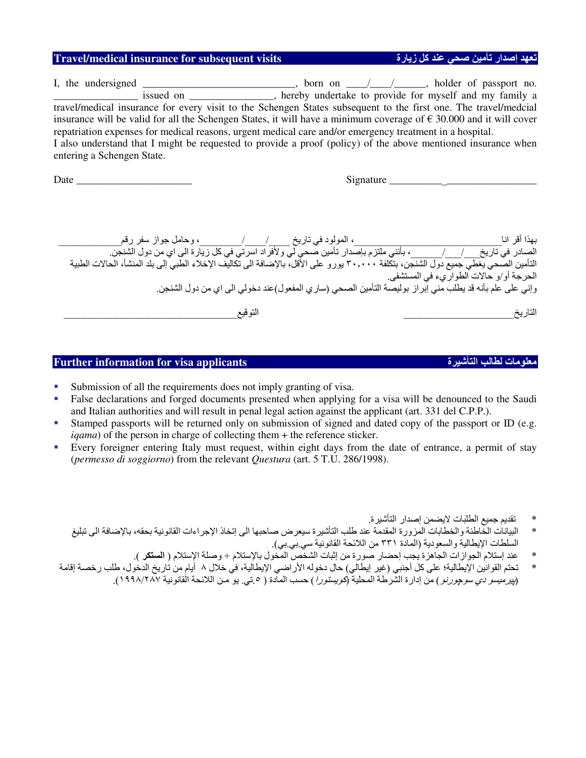## Travel/medical insurance for subsequent visits

## تعهد إصدار تأمين صحي عند كل زيارة

I, the undersigned ____________________________, born on ____/____/______, holder of passport no. ________________ issued on ________________, hereby undertake to provide for myself and my family a travel/medical insurance for every visit to the Schengen States subsequent to the first one. The travel/medcial insurance will be valid for all the Schengen States, it will have a minimum coverage of € 30.000 and it will cover repatriation expenses for medical reasons, urgent medical care and/or emergency treatment in a hospital.
I also understand that I might be requested to provide a proof (policy) of the above mentioned insurance when entering a Schengen State.

Date ______________________ Signature __________________________

بهذا أقر انا__________________________، المولود في تاريخ ____/____/________، وحامل جواز سفر رقم_____________
الصادر في تاريخ___/___/______، بأنني ملتزم بإصدار تأمين صحي لي ولأفراد اسرتي في كل زيارة الى اي من دول الشنجن.
التأمين الصحي يغطي جميع دول الشنجن، بتكلفة ٣٠،٠٠٠ يورو على الأقل، بالإضافة الى تكاليف الإخلاء الطبي إلى بلد المنشأ، الحالات الطبية الحرجة أو/و حالات الطواريء في المستشفى.
وإني على علم بأنه قد يطلب مني إبراز بوليصة التأمين الصحي (ساري المفعول)عند دخولي الى اي من دول الشنجن.

التاريخ______________________ التوقيع__________________________________

## Further information for visa applicants

## معلومات لطالب التأشيرة

- Submission of all the requirements does not imply granting of visa.
- False declarations and forged documents presented when applying for a visa will be denounced to the Saudi and Italian authorities and will result in penal legal action against the applicant (art. 331 del C.P.P.).
- Stamped passports will be returned only on submission of signed and dated copy of the passport or ID (e.g. *iqama*) of the person in charge of collecting them + the reference sticker.
- Every foreigner entering Italy must request, within eight days from the date of entrance, a permit of stay (*permesso di soggiorno*) from the relevant *Questura* (art. 5 T.U. 286/1998).

* تقديم جميع الطلبات لايضمن إصدار التأشيرة.
* البيانات الخاطئة والخطابات المزورة المقدمة عند طلب التأشيرة سيعرض صاحبها الى إتخاذ الإجراءات القانونية بحقه، بالإضافة الى تبليغ السلطات الإيطالية والسعودية (المادة ٣٣١ من اللائحة القانونية سي.بي.بي).
* عند إستلام الجوازات الجاهزة يجب إحضار صورة من إثبات الشخص المخول بالإستلام + وصلة الإستلام ( **الستكر** ).
* تحتم القوانين الإيطالية؛ على كل أجنبي (غير إيطالي) حال دخوله الأراضي الإيطالية، في خلال ٨ أيام من تاريخ الدخول، طلب رخصة إقامة (*بيرميسو دي سوجورنو*) من إدارة الشرطة المحلية (*كويستورا*) حسب المادة ( ٥.تي. يو من اللائحة القانونية ١٩٩٨/٢٨٧).